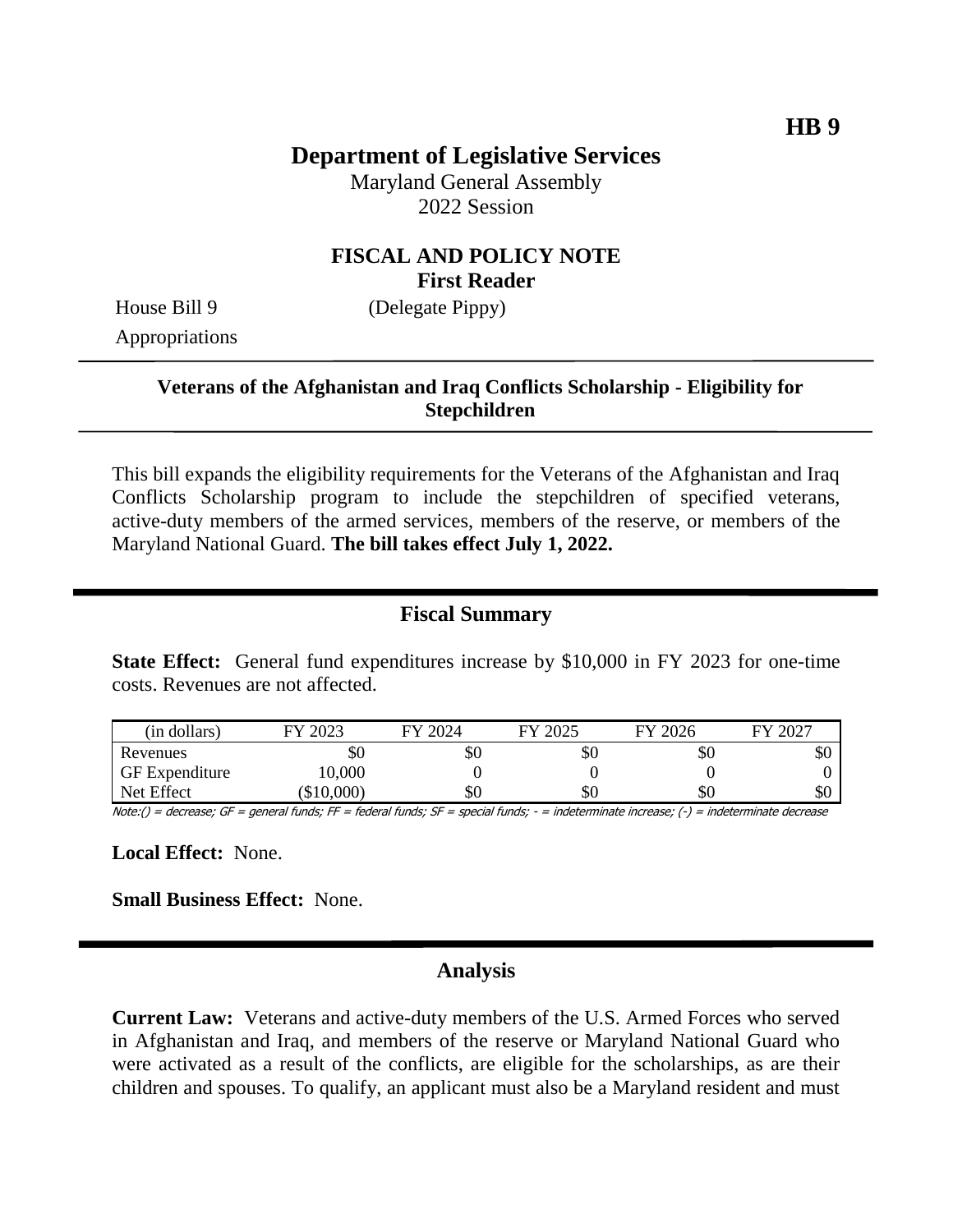**HB 9**

# Department of Legislative Services

Maryland General Assembly
2022 Session

## FISCAL AND POLICY NOTE
**First Reader**

House Bill 9 (Delegate Pippy)
Appropriations

**Veterans of the Afghanistan and Iraq Conflicts Scholarship - Eligibility for Stepchildren**

This bill expands the eligibility requirements for the Veterans of the Afghanistan and Iraq Conflicts Scholarship program to include the stepchildren of specified veterans, active-duty members of the armed services, members of the reserve, or members of the Maryland National Guard. **The bill takes effect July 1, 2022.**

## Fiscal Summary

**State Effect:** General fund expenditures increase by $10,000 in FY 2023 for one-time costs. Revenues are not affected.

| (in dollars) | FY 2023 | FY 2024 | FY 2025 | FY 2026 | FY 2027 |
|---|---|---|---|---|---|
| Revenues | $0 | $0 | $0 | $0 | $0 |
| GF Expenditure | 10,000 | 0 | 0 | 0 | 0 |
| Net Effect | ($10,000) | $0 | $0 | $0 | $0 |

Note:() = decrease; GF = general funds; FF = federal funds; SF = special funds; - = indeterminate increase; (-) = indeterminate decrease

**Local Effect:** None.

**Small Business Effect:** None.

## Analysis

**Current Law:** Veterans and active-duty members of the U.S. Armed Forces who served in Afghanistan and Iraq, and members of the reserve or Maryland National Guard who were activated as a result of the conflicts, are eligible for the scholarships, as are their children and spouses. To qualify, an applicant must also be a Maryland resident and must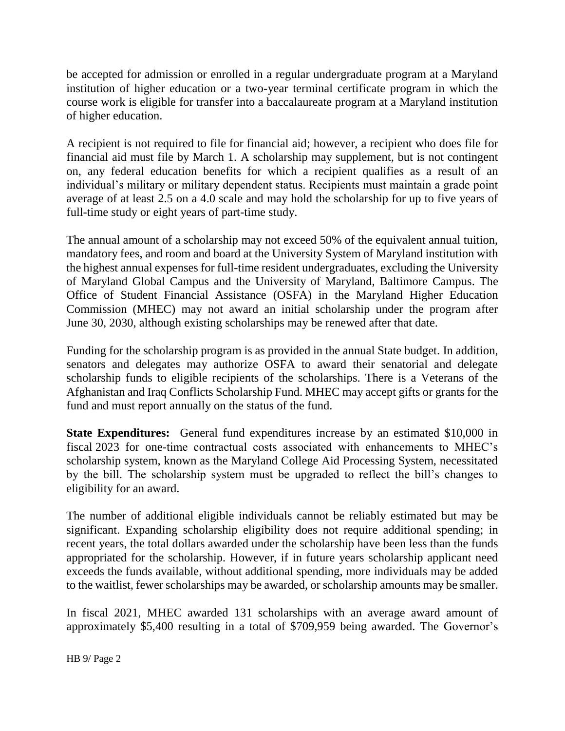be accepted for admission or enrolled in a regular undergraduate program at a Maryland institution of higher education or a two-year terminal certificate program in which the course work is eligible for transfer into a baccalaureate program at a Maryland institution of higher education.

A recipient is not required to file for financial aid; however, a recipient who does file for financial aid must file by March 1. A scholarship may supplement, but is not contingent on, any federal education benefits for which a recipient qualifies as a result of an individual's military or military dependent status. Recipients must maintain a grade point average of at least 2.5 on a 4.0 scale and may hold the scholarship for up to five years of full-time study or eight years of part-time study.

The annual amount of a scholarship may not exceed 50% of the equivalent annual tuition, mandatory fees, and room and board at the University System of Maryland institution with the highest annual expenses for full-time resident undergraduates, excluding the University of Maryland Global Campus and the University of Maryland, Baltimore Campus. The Office of Student Financial Assistance (OSFA) in the Maryland Higher Education Commission (MHEC) may not award an initial scholarship under the program after June 30, 2030, although existing scholarships may be renewed after that date.

Funding for the scholarship program is as provided in the annual State budget. In addition, senators and delegates may authorize OSFA to award their senatorial and delegate scholarship funds to eligible recipients of the scholarships. There is a Veterans of the Afghanistan and Iraq Conflicts Scholarship Fund. MHEC may accept gifts or grants for the fund and must report annually on the status of the fund.

**State Expenditures:** General fund expenditures increase by an estimated $10,000 in fiscal 2023 for one-time contractual costs associated with enhancements to MHEC's scholarship system, known as the Maryland College Aid Processing System, necessitated by the bill. The scholarship system must be upgraded to reflect the bill's changes to eligibility for an award.

The number of additional eligible individuals cannot be reliably estimated but may be significant. Expanding scholarship eligibility does not require additional spending; in recent years, the total dollars awarded under the scholarship have been less than the funds appropriated for the scholarship. However, if in future years scholarship applicant need exceeds the funds available, without additional spending, more individuals may be added to the waitlist, fewer scholarships may be awarded, or scholarship amounts may be smaller.

In fiscal 2021, MHEC awarded 131 scholarships with an average award amount of approximately $5,400 resulting in a total of $709,959 being awarded. The Governor's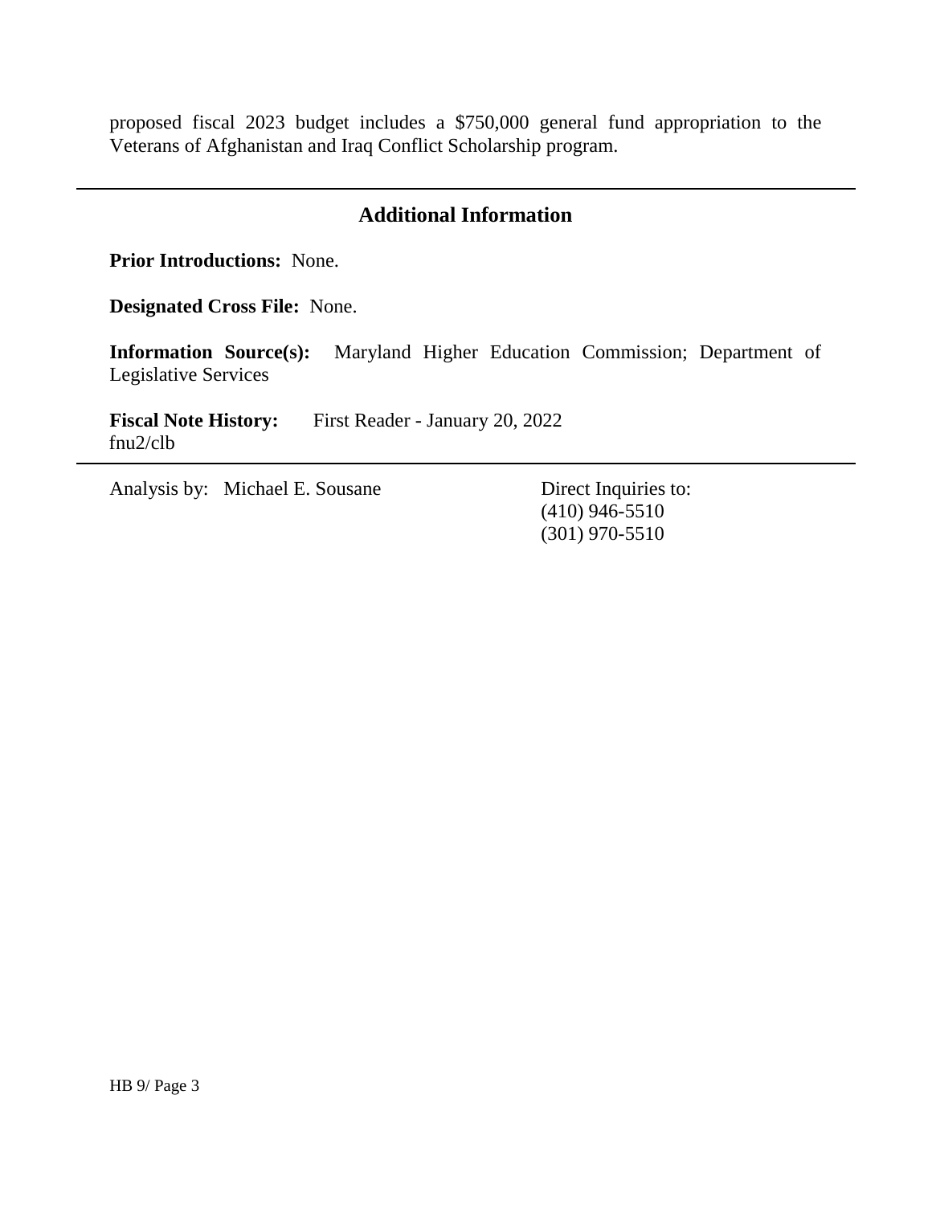proposed fiscal 2023 budget includes a $750,000 general fund appropriation to the Veterans of Afghanistan and Iraq Conflict Scholarship program.

## Additional Information

**Prior Introductions:** None.

**Designated Cross File:** None.

**Information Source(s):** Maryland Higher Education Commission; Department of Legislative Services

**Fiscal Note History:** First Reader - January 20, 2022
fnu2/clb

Analysis by: Michael E. Sousane

Direct Inquiries to:
(410) 946-5510
(301) 970-5510